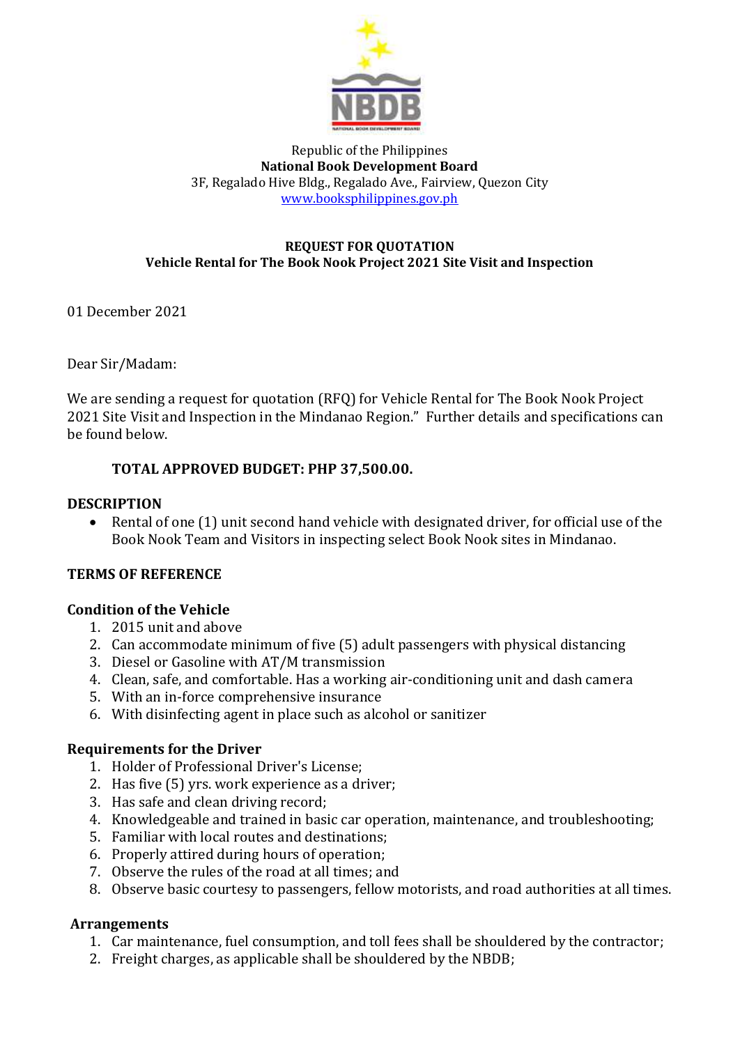Republic of the Philippines
**National Book Development Board**
3F, Regalado Hive Bldg., Regalado Ave., Fairview, Quezon City
www.booksphilippines.gov.ph

**REQUEST FOR QUOTATION**
**Vehicle Rental for The Book Nook Project 2021 Site Visit and Inspection**

01 December 2021

Dear Sir/Madam:

We are sending a request for quotation (RFQ) for Vehicle Rental for The Book Nook Project 2021 Site Visit and Inspection in the Mindanao Region." Further details and specifications can be found below.

**TOTAL APPROVED BUDGET: PHP 37,500.00.**

**DESCRIPTION**

- Rental of one (1) unit second hand vehicle with designated driver, for official use of the Book Nook Team and Visitors in inspecting select Book Nook sites in Mindanao.

**TERMS OF REFERENCE**

**Condition of the Vehicle**

1. 2015 unit and above
2. Can accommodate minimum of five (5) adult passengers with physical distancing
3. Diesel or Gasoline with AT/M transmission
4. Clean, safe, and comfortable. Has a working air-conditioning unit and dash camera
5. With an in-force comprehensive insurance
6. With disinfecting agent in place such as alcohol or sanitizer

**Requirements for the Driver**

1. Holder of Professional Driver's License;
2. Has five (5) yrs. work experience as a driver;
3. Has safe and clean driving record;
4. Knowledgeable and trained in basic car operation, maintenance, and troubleshooting;
5. Familiar with local routes and destinations;
6. Properly attired during hours of operation;
7. Observe the rules of the road at all times; and
8. Observe basic courtesy to passengers, fellow motorists, and road authorities at all times.

**Arrangements**

1. Car maintenance, fuel consumption, and toll fees shall be shouldered by the contractor;
2. Freight charges, as applicable shall be shouldered by the NBDB;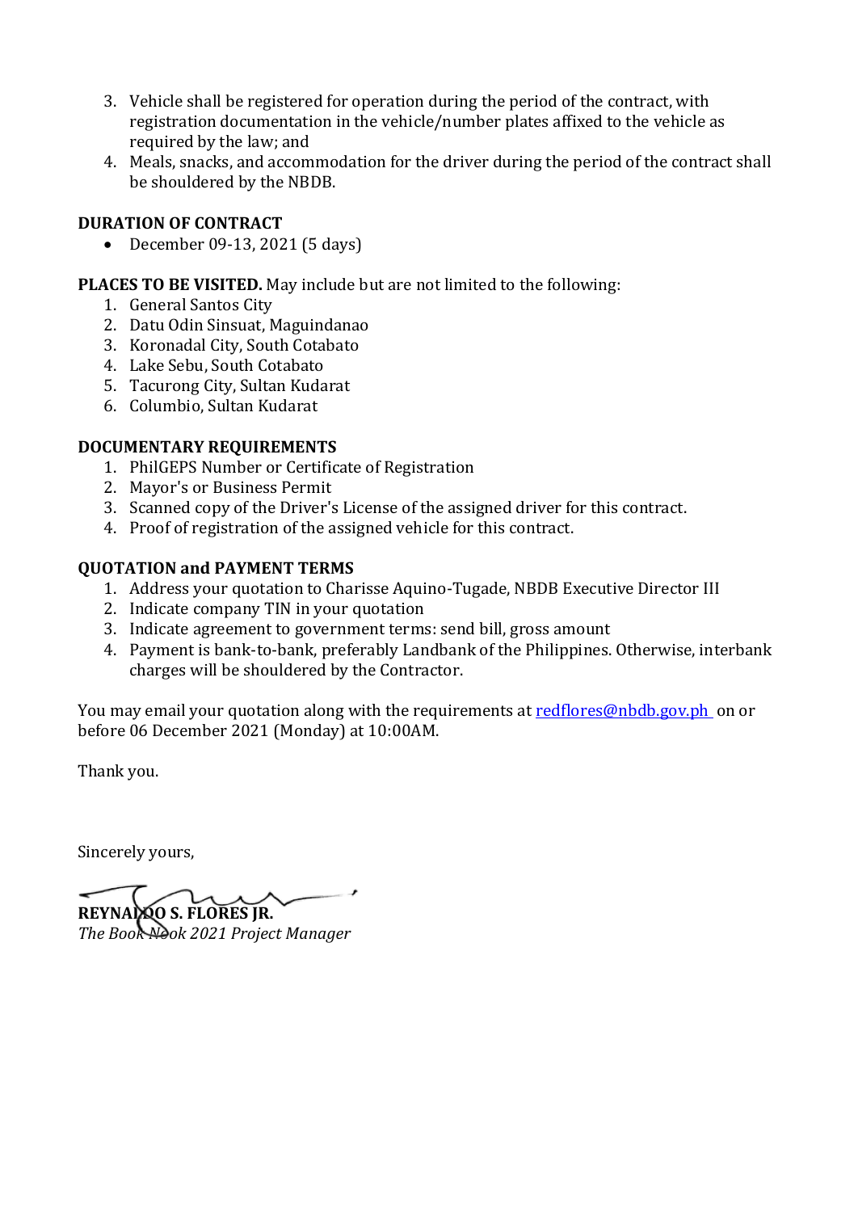3. Vehicle shall be registered for operation during the period of the contract, with registration documentation in the vehicle/number plates affixed to the vehicle as required by the law; and
4. Meals, snacks, and accommodation for the driver during the period of the contract shall be shouldered by the NBDB.

**DURATION OF CONTRACT**

- December 09-13, 2021 (5 days)

**PLACES TO BE VISITED.** May include but are not limited to the following:

1. General Santos City
2. Datu Odin Sinsuat, Maguindanao
3. Koronadal City, South Cotabato
4. Lake Sebu, South Cotabato
5. Tacurong City, Sultan Kudarat
6. Columbio, Sultan Kudarat

**DOCUMENTARY REQUIREMENTS**

1. PhilGEPS Number or Certificate of Registration
2. Mayor's or Business Permit
3. Scanned copy of the Driver's License of the assigned driver for this contract.
4. Proof of registration of the assigned vehicle for this contract.

**QUOTATION and PAYMENT TERMS**

1. Address your quotation to Charisse Aquino-Tugade, NBDB Executive Director III
2. Indicate company TIN in your quotation
3. Indicate agreement to government terms: send bill, gross amount
4. Payment is bank-to-bank, preferably Landbank of the Philippines. Otherwise, interbank charges will be shouldered by the Contractor.

You may email your quotation along with the requirements at redflores@nbdb.gov.ph on or before 06 December 2021 (Monday) at 10:00AM.

Thank you.

Sincerely yours,

**REYNALDO S. FLORES JR.**
*The Book Nook 2021 Project Manager*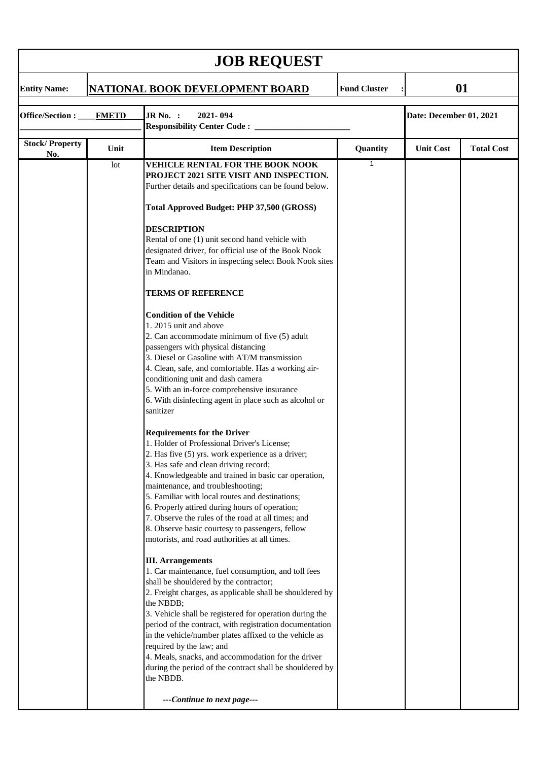# JOB REQUEST

| **Entity Name:** | **NATIONAL BOOK DEVELOPMENT BOARD** | **Fund Cluster :** | **01** |
|---|---|---|---|

| **Office/Section : \_\_\_\_FMETD** | **JR No. : 2021- 094**<br>**Responsibility Center Code : \_\_\_\_\_\_\_\_\_\_\_\_\_\_\_\_\_\_\_\_\_\_** | **Date: December 01, 2021** |
|---|---|---|

| Stock/ Property No. | Unit | Item Description | Quantity | Unit Cost | Total Cost |
|---|---|---|---|---|---|
| | lot | **VEHICLE RENTAL FOR THE BOOK NOOK PROJECT 2021 SITE VISIT AND INSPECTION.** Further details and specifications can be found below.<br><br>**Total Approved Budget: PHP 37,500 (GROSS)**<br><br>**DESCRIPTION**<br>Rental of one (1) unit second hand vehicle with designated driver, for official use of the Book Nook Team and Visitors in inspecting select Book Nook sites in Mindanao.<br><br>**TERMS OF REFERENCE**<br><br>**Condition of the Vehicle**<br>1. 2015 unit and above<br>2. Can accommodate minimum of five (5) adult passengers with physical distancing<br>3. Diesel or Gasoline with AT/M transmission<br>4. Clean, safe, and comfortable. Has a working air-conditioning unit and dash camera<br>5. With an in-force comprehensive insurance<br>6. With disinfecting agent in place such as alcohol or sanitizer<br><br>**Requirements for the Driver**<br>1. Holder of Professional Driver's License;<br>2. Has five (5) yrs. work experience as a driver;<br>3. Has safe and clean driving record;<br>4. Knowledgeable and trained in basic car operation, maintenance, and troubleshooting;<br>5. Familiar with local routes and destinations;<br>6. Properly attired during hours of operation;<br>7. Observe the rules of the road at all times; and<br>8. Observe basic courtesy to passengers, fellow motorists, and road authorities at all times.<br><br>**III. Arrangements**<br>1. Car maintenance, fuel consumption, and toll fees shall be shouldered by the contractor;<br>2. Freight charges, as applicable shall be shouldered by the NBDB;<br>3. Vehicle shall be registered for operation during the period of the contract, with registration documentation in the vehicle/number plates affixed to the vehicle as required by the law; and<br>4. Meals, snacks, and accommodation for the driver during the period of the contract shall be shouldered by the NBDB.<br><br>***---Continue to next page---*** | 1 | | |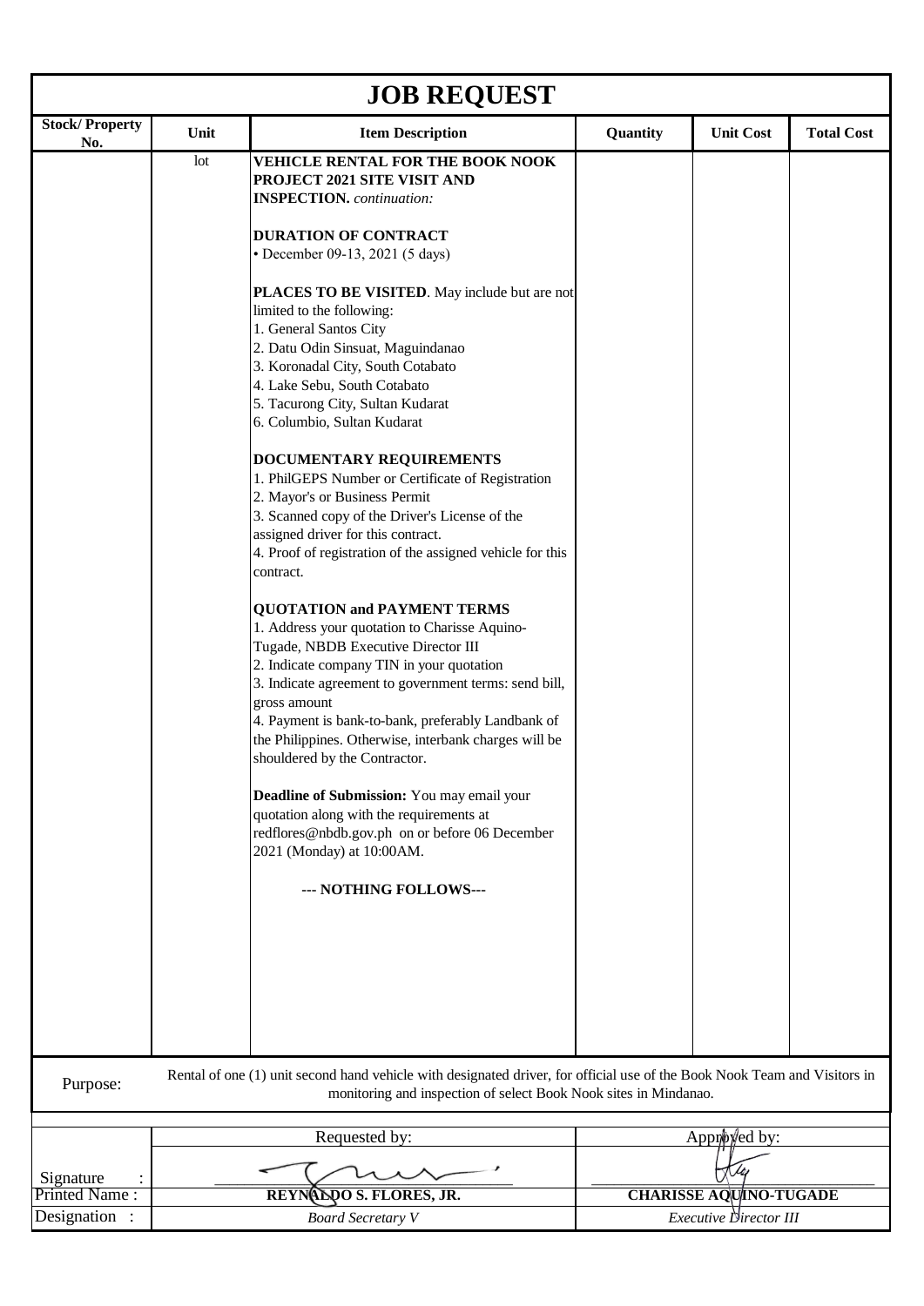# JOB REQUEST

| Stock/ Property No. | Unit | Item Description | Quantity | Unit Cost | Total Cost |
|---|---|---|---|---|---|
| | lot | **VEHICLE RENTAL FOR THE BOOK NOOK PROJECT 2021 SITE VISIT AND INSPECTION.** *continuation:* | | | |
| | | **DURATION OF CONTRACT**<br>• December 09-13, 2021 (5 days) | | | |
| | | **PLACES TO BE VISITED**. May include but are not limited to the following:<br>1. General Santos City<br>2. Datu Odin Sinsuat, Maguindanao<br>3. Koronadal City, South Cotabato<br>4. Lake Sebu, South Cotabato<br>5. Tacurong City, Sultan Kudarat<br>6. Columbio, Sultan Kudarat | | | |
| | | **DOCUMENTARY REQUIREMENTS**<br>1. PhilGEPS Number or Certificate of Registration<br>2. Mayor's or Business Permit<br>3. Scanned copy of the Driver's License of the assigned driver for this contract.<br>4. Proof of registration of the assigned vehicle for this contract. | | | |
| | | **QUOTATION and PAYMENT TERMS**<br>1. Address your quotation to Charisse Aquino-Tugade, NBDB Executive Director III<br>2. Indicate company TIN in your quotation<br>3. Indicate agreement to government terms: send bill, gross amount<br>4. Payment is bank-to-bank, preferably Landbank of the Philippines. Otherwise, interbank charges will be shouldered by the Contractor. | | | |
| | | **Deadline of Submission:** You may email your quotation along with the requirements at redflores@nbdb.gov.ph on or before 06 December 2021 (Monday) at 10:00AM. | | | |
| | | **--- NOTHING FOLLOWS---** | | | |

Purpose: Rental of one (1) unit second hand vehicle with designated driver, for official use of the Book Nook Team and Visitors in monitoring and inspection of select Book Nook sites in Mindanao.

| | Requested by: | Approved by: |
|---|---|---|
| Signature : | | |
| Printed Name : | **REYNALDO S. FLORES, JR.** | **CHARISSE AQUINO-TUGADE** |
| Designation : | *Board Secretary V* | *Executive Director III* |